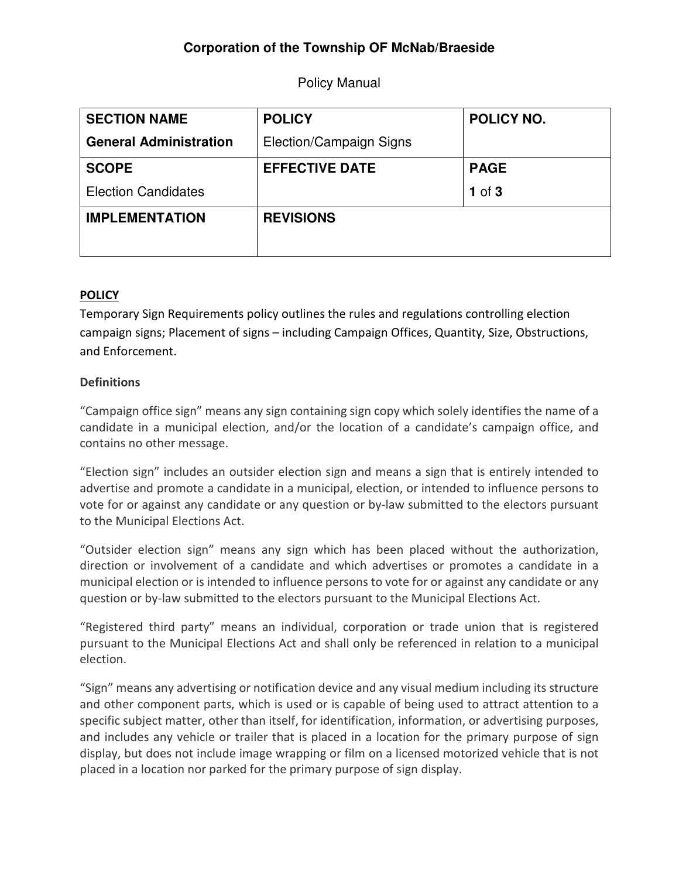# Corporation of the Township OF McNab/Braeside

Policy Manual

| SECTION NAME | POLICY | POLICY NO. |
|---|---|---|
| **General Administration** | Election/Campaign Signs | |
| **SCOPE** | **EFFECTIVE DATE** | **PAGE** |
| Election Candidates | | **1** of **3** |
| **IMPLEMENTATION** | **REVISIONS** | |

## POLICY

Temporary Sign Requirements policy outlines the rules and regulations controlling election campaign signs; Placement of signs – including Campaign Offices, Quantity, Size, Obstructions, and Enforcement.

### Definitions

"Campaign office sign" means any sign containing sign copy which solely identifies the name of a candidate in a municipal election, and/or the location of a candidate's campaign office, and contains no other message.

"Election sign" includes an outsider election sign and means a sign that is entirely intended to advertise and promote a candidate in a municipal, election, or intended to influence persons to vote for or against any candidate or any question or by-law submitted to the electors pursuant to the Municipal Elections Act.

"Outsider election sign" means any sign which has been placed without the authorization, direction or involvement of a candidate and which advertises or promotes a candidate in a municipal election or is intended to influence persons to vote for or against any candidate or any question or by-law submitted to the electors pursuant to the Municipal Elections Act.

"Registered third party" means an individual, corporation or trade union that is registered pursuant to the Municipal Elections Act and shall only be referenced in relation to a municipal election.

"Sign" means any advertising or notification device and any visual medium including its structure and other component parts, which is used or is capable of being used to attract attention to a specific subject matter, other than itself, for identification, information, or advertising purposes, and includes any vehicle or trailer that is placed in a location for the primary purpose of sign display, but does not include image wrapping or film on a licensed motorized vehicle that is not placed in a location nor parked for the primary purpose of sign display.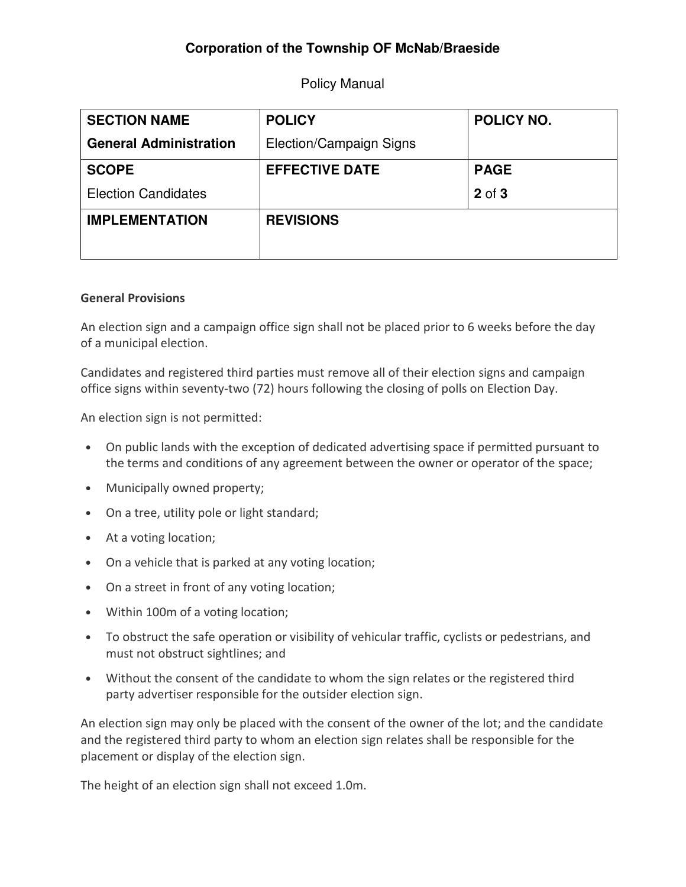**Corporation of the Township OF McNab/Braeside**

Policy Manual

| **SECTION NAME**<br>**General Administration** | **POLICY**<br>Election/Campaign Signs | **POLICY NO.** |
|---|---|---|
| **SCOPE**<br>Election Candidates | **EFFECTIVE DATE** | **PAGE**<br>**2** of **3** |
| **IMPLEMENTATION** | **REVISIONS** | |

**General Provisions**

An election sign and a campaign office sign shall not be placed prior to 6 weeks before the day of a municipal election.

Candidates and registered third parties must remove all of their election signs and campaign office signs within seventy-two (72) hours following the closing of polls on Election Day.

An election sign is not permitted:

- On public lands with the exception of dedicated advertising space if permitted pursuant to the terms and conditions of any agreement between the owner or operator of the space;
- Municipally owned property;
- On a tree, utility pole or light standard;
- At a voting location;
- On a vehicle that is parked at any voting location;
- On a street in front of any voting location;
- Within 100m of a voting location;
- To obstruct the safe operation or visibility of vehicular traffic, cyclists or pedestrians, and must not obstruct sightlines; and
- Without the consent of the candidate to whom the sign relates or the registered third party advertiser responsible for the outsider election sign.

An election sign may only be placed with the consent of the owner of the lot; and the candidate and the registered third party to whom an election sign relates shall be responsible for the placement or display of the election sign.

The height of an election sign shall not exceed 1.0m.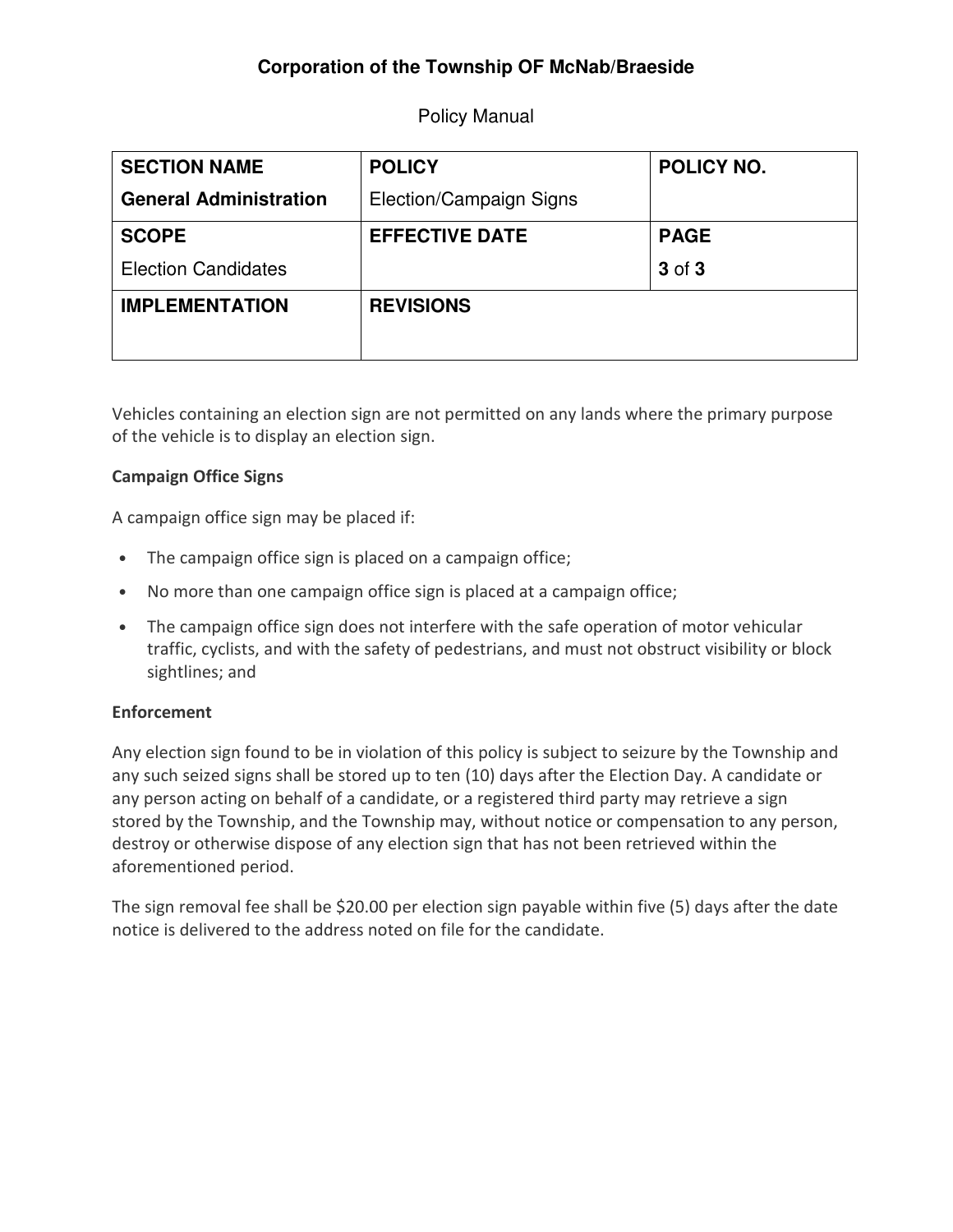Vehicles containing an election sign are not permitted on any lands where the primary purpose of the vehicle is to display an election sign.

**Campaign Office Signs**

A campaign office sign may be placed if:

- The campaign office sign is placed on a campaign office;
- No more than one campaign office sign is placed at a campaign office;
- The campaign office sign does not interfere with the safe operation of motor vehicular traffic, cyclists, and with the safety of pedestrians, and must not obstruct visibility or block sightlines; and

**Enforcement**

Any election sign found to be in violation of this policy is subject to seizure by the Township and any such seized signs shall be stored up to ten (10) days after the Election Day. A candidate or any person acting on behalf of a candidate, or a registered third party may retrieve a sign stored by the Township, and the Township may, without notice or compensation to any person, destroy or otherwise dispose of any election sign that has not been retrieved within the aforementioned period.

The sign removal fee shall be $20.00 per election sign payable within five (5) days after the date notice is delivered to the address noted on file for the candidate.